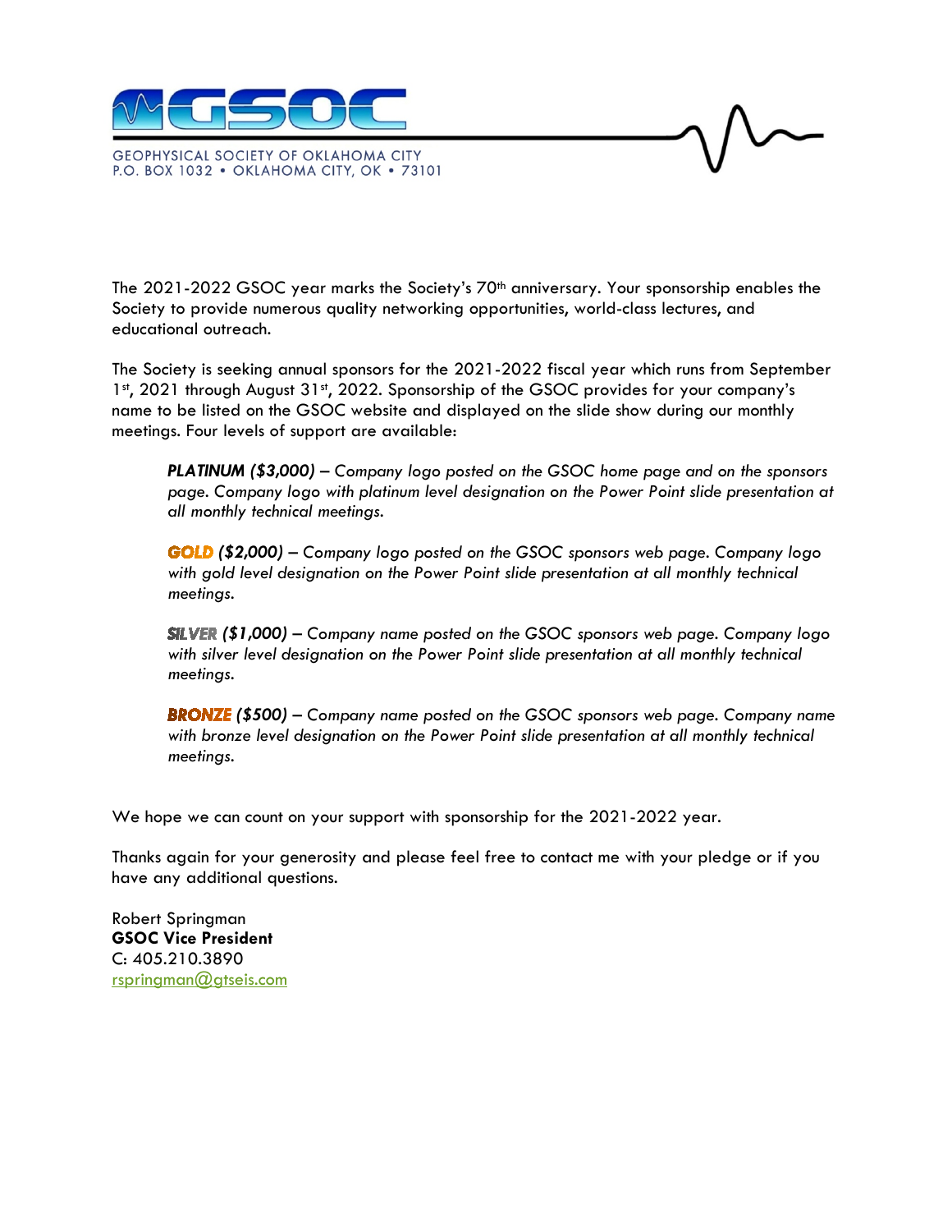GSOC

GEOPHYSICAL SOCIETY OF OKLAHOMA CITY
P.O. BOX 1032 • OKLAHOMA CITY, OK • 73101

The 2021-2022 GSOC year marks the Society's 70th anniversary. Your sponsorship enables the Society to provide numerous quality networking opportunities, world-class lectures, and educational outreach.

The Society is seeking annual sponsors for the 2021-2022 fiscal year which runs from September 1st, 2021 through August 31st, 2022. Sponsorship of the GSOC provides for your company's name to be listed on the GSOC website and displayed on the slide show during our monthly meetings. Four levels of support are available:

> ***PLATINUM ($3,000)*** *– Company logo posted on the GSOC home page and on the sponsors page. Company logo with platinum level designation on the Power Point slide presentation at all monthly technical meetings.*
>
> ***GOLD ($2,000)*** *– Company logo posted on the GSOC sponsors web page. Company logo with gold level designation on the Power Point slide presentation at all monthly technical meetings.*
>
> ***SILVER ($1,000)*** *– Company name posted on the GSOC sponsors web page. Company logo with silver level designation on the Power Point slide presentation at all monthly technical meetings.*
>
> ***BRONZE ($500)*** *– Company name posted on the GSOC sponsors web page. Company name with bronze level designation on the Power Point slide presentation at all monthly technical meetings.*

We hope we can count on your support with sponsorship for the 2021-2022 year.

Thanks again for your generosity and please feel free to contact me with your pledge or if you have any additional questions.

Robert Springman
**GSOC Vice President**
C: 405.210.3890
rspringman@gtseis.com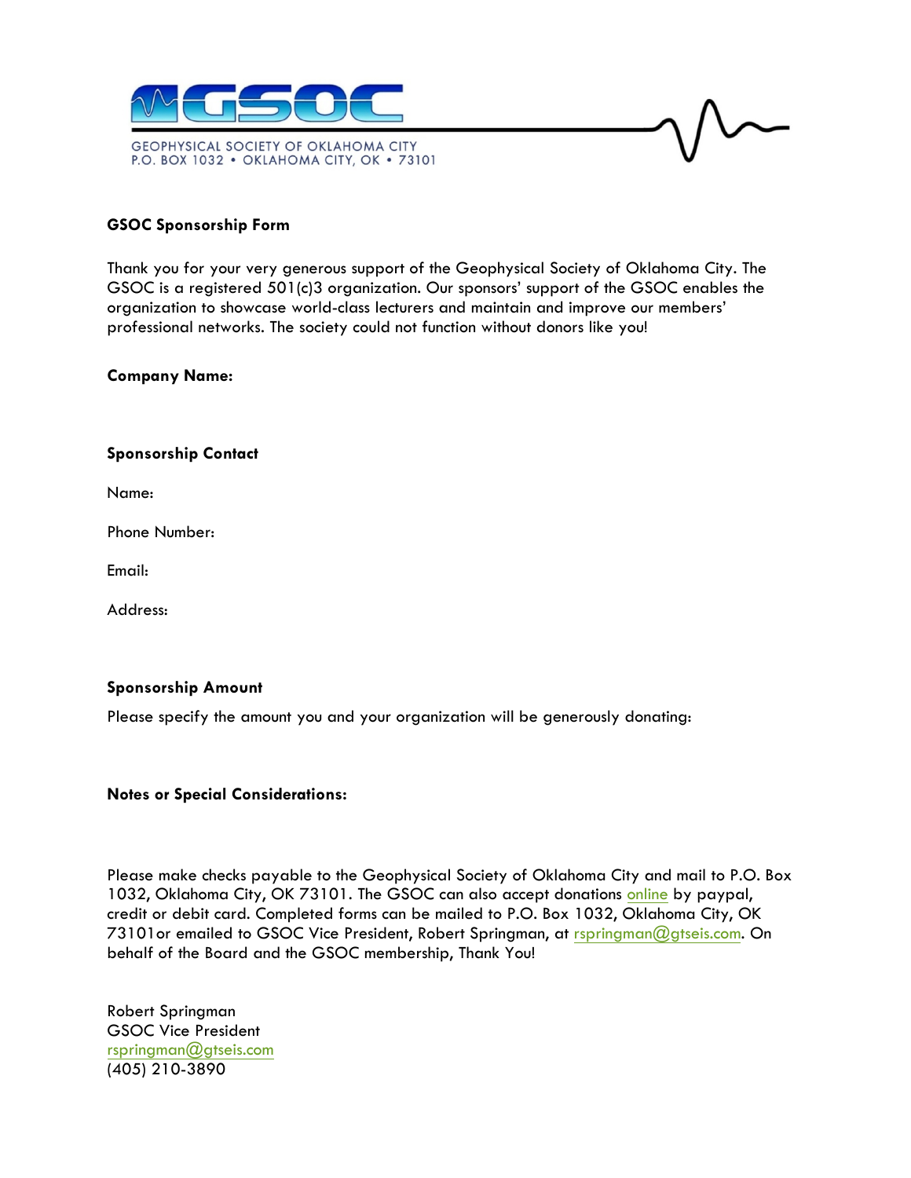GEOPHYSICAL SOCIETY OF OKLAHOMA CITY
P.O. BOX 1032 • OKLAHOMA CITY, OK • 73101

**GSOC Sponsorship Form**

Thank you for your very generous support of the Geophysical Society of Oklahoma City. The GSOC is a registered 501(c)3 organization. Our sponsors' support of the GSOC enables the organization to showcase world-class lecturers and maintain and improve our members' professional networks. The society could not function without donors like you!

**Company Name:**

**Sponsorship Contact**

Name:

Phone Number:

Email:

Address:

**Sponsorship Amount**

Please specify the amount you and your organization will be generously donating:

**Notes or Special Considerations:**

Please make checks payable to the Geophysical Society of Oklahoma City and mail to P.O. Box 1032, Oklahoma City, OK 73101. The GSOC can also accept donations online by paypal, credit or debit card. Completed forms can be mailed to P.O. Box 1032, Oklahoma City, OK 73101or emailed to GSOC Vice President, Robert Springman, at rspringman@gtseis.com. On behalf of the Board and the GSOC membership, Thank You!

Robert Springman
GSOC Vice President
rspringman@gtseis.com
(405) 210-3890